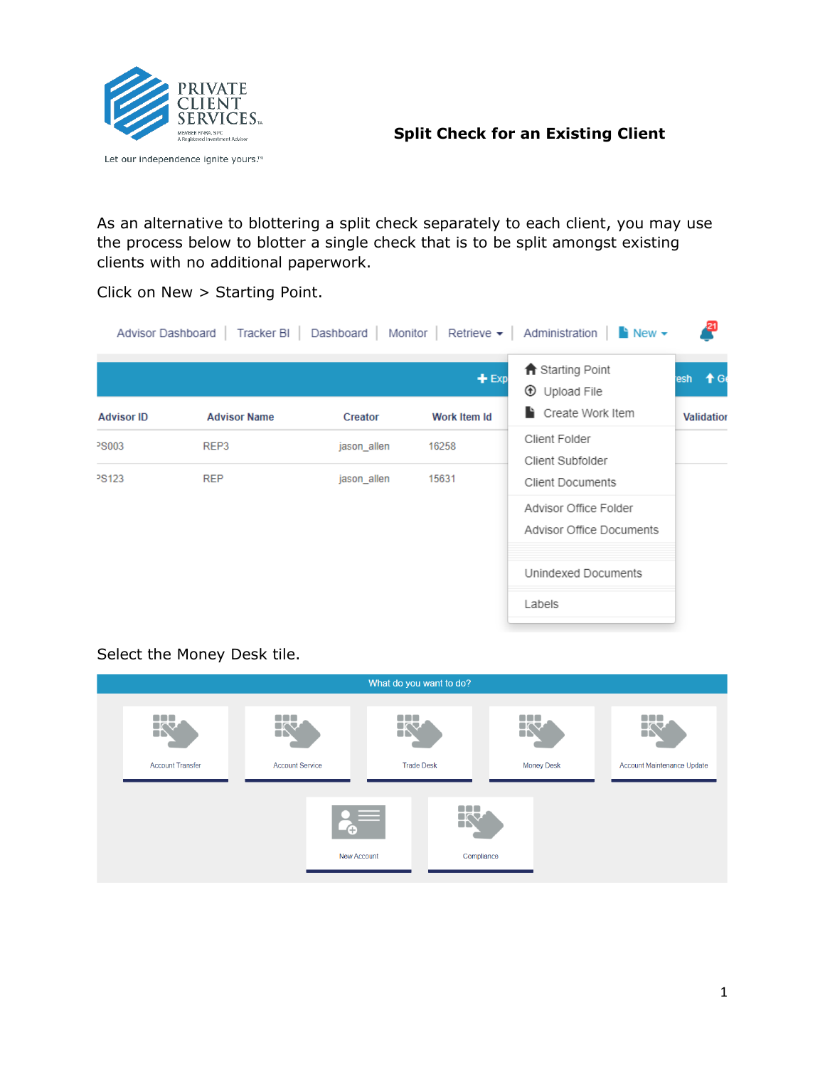# Split Check for an Existing Client

As an alternative to blottering a split check separately to each client, you may use the process below to blotter a single check that is to be split amongst existing clients with no additional paperwork.

Click on New > Starting Point.

Select the Money Desk tile.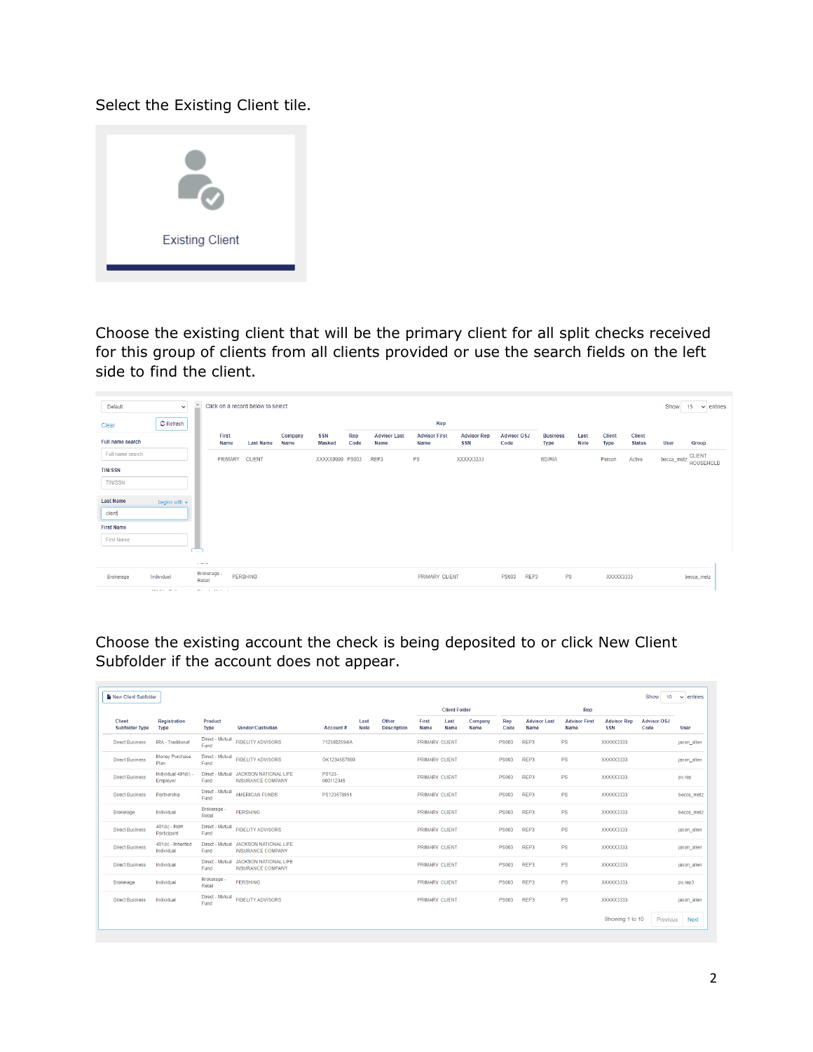Select the Existing Client tile.

Existing Client

Choose the existing client that will be the primary client for all split checks received for this group of clients from all clients provided or use the search fields on the left side to find the client.

Default

Clear | Refresh

Full name search

TIN/SSN

Last Name — begins with — client

First Name

Click on a record below to select:

Show 15 entries

| First Name | Last Name | Company Name | SSN Masked | Rep Code | Advisor Last Name | Advisor First Name | Advisor Rep SSN | Advisor OSJ Code | Business Type | Last Note | Client Type | Client Status | User | Group |
|---|---|---|---|---|---|---|---|---|---|---|---|---|---|---|
| PRIMARY | CLIENT | | XXXXX9999 | PS003 | REP3 | PS | XXXXX3333 | | BD/RIA | | Person | Active | becca_metz | CLIENT HOUSEHOLD |

| Brokerage | Individual | Brokerage - Retail | PERSHING | PRIMARY CLIENT | PS003 | REP3 | PS | XXXXX3333 | becca_metz |
|---|---|---|---|---|---|---|---|---|---|

Choose the existing account the check is being deposited to or click New Client Subfolder if the account does not appear.

New Client Subfolder

Show 10 entries

| Client Subfolder Type | Registration Type | Product Type | Vendor/Custodian | Account # | Last Note | Other Description | Client Folder First Name | Last Name | Company Name | Rep Code | Rep Advisor Last Name | Advisor First Name | Advisor Rep SSN | Advisor OSJ Code | User |
|---|---|---|---|---|---|---|---|---|---|---|---|---|---|---|---|
| Direct Business | IRA - Traditional | Direct - Mutual Fund | FIDELITY ADVISORS | 71236825941A | | | PRIMARY | CLIENT | | PS003 | REP3 | PS | XXXXX3333 | | jason_allen |
| Direct Business | Money Purchase Plan | Direct - Mutual Fund | FIDELITY ADVISORS | OK1234567890 | | | PRIMARY | CLIENT | | PS003 | REP3 | PS | XXXXX3333 | | jason_allen |
| Direct Business | Individual 401(k) - Employer | Direct - Mutual Fund | JACKSON NATIONAL LIFE INSURANCE COMPANY | PS123-000112345 | | | PRIMARY | CLIENT | | PS003 | REP3 | PS | XXXXX3333 | | ps.rep |
| Direct Business | Partnership | Direct - Mutual Fund | AMERICAN FUNDS | PS123578951 | | | PRIMARY | CLIENT | | PS003 | REP3 | PS | XXXXX3333 | | becca_metz |
| Brokerage | Individual | Brokerage - Retail | PERSHING | | | | PRIMARY | CLIENT | | PS003 | REP3 | PS | XXXXX3333 | | becca_metz |
| Direct Business | 401(k) - Roth Participant | Direct - Mutual Fund | FIDELITY ADVISORS | | | | PRIMARY | CLIENT | | PS003 | REP3 | PS | XXXXX3333 | | jason_allen |
| Direct Business | 401(k) - Inherited Individual | Direct - Mutual Fund | JACKSON NATIONAL LIFE INSURANCE COMPANY | | | | PRIMARY | CLIENT | | PS003 | REP3 | PS | XXXXX3333 | | jason_allen |
| Direct Business | Individual | Direct - Mutual Fund | JACKSON NATIONAL LIFE INSURANCE COMPANY | | | | PRIMARY | CLIENT | | PS003 | REP3 | PS | XXXXX3333 | | jason_allen |
| Brokerage | Individual | Brokerage - Retail | PERSHING | | | | PRIMARY | CLIENT | | PS003 | REP3 | PS | XXXXX3333 | | ps.rep3 |
| Direct Business | Individual | Direct - Mutual Fund | FIDELITY ADVISORS | | | | PRIMARY | CLIENT | | PS003 | REP3 | PS | XXXXX3333 | | jason_allen |

Showing 1 to 10 | Previous | Next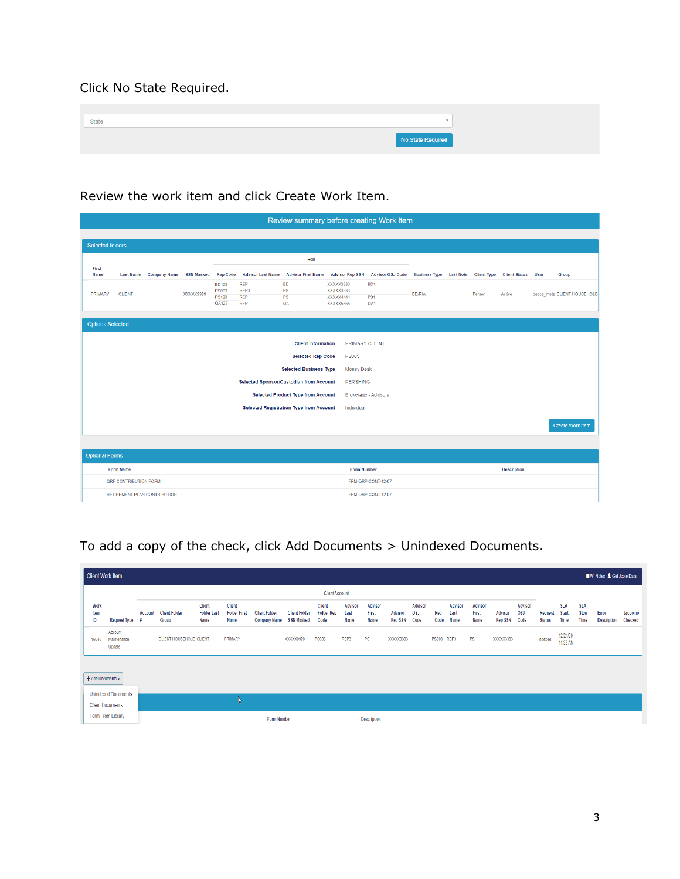Click No State Required.

State

No State Required

Review the work item and click Create Work Item.

Review summary before creating Work Item

Selected folders

| First Name | Last Name | Company Name | SSN Masked | Rep Code | Advisor Last Name | Advisor First Name | Advisor Rep SSN | Advisor OSJ Code | Business Type | Last Note | Client Type | Client Status | User | Group |
|---|---|---|---|---|---|---|---|---|---|---|---|---|---|---|
| PRIMARY | CLIENT | | XXXXX9999 | BD123 | REP | BD | XXXXX3333 | BD1 | BD/RIA | | Person | Active | becca_metz | CLIENT HOUSEHOLD |
| | | | | PS003 | REP3 | PS | XXXXX3333 | | | | | | | |
| | | | | PS123 | REP | PS | XXXXX4444 | PS1 | | | | | | |
| | | | | QA123 | REP | QA | XXXXX5555 | QA1 | | | | | | |

Options Selected

| | |
|---|---|
| Client information | PRIMARY CLIENT |
| Selected Rep Code | PS003 |
| Selected Business Type | Money Desk |
| Selected Sponsor/Custodian from Account | PERSHING |
| Selected Product Type from Account | Brokerage - Advisory |
| Selected Registration Type from Account | Individual |

Create Work Item

Optional Forms

| Form Name | Form Number | Description |
|---|---|---|
| QRP CONTRIBUTION FORM | FRM-QRP-CONT-12-07 | |
| RETIREMENT PLAN CONTRIBUTION | FRM-QRP-CONT-12-07 | |

To add a copy of the check, click Add Documents > Unindexed Documents.

Client Work Item

| Work Item ID | Request Type | Account # | Client Folder Group | Client Folder Last Name | Client Folder First Name | Client Folder Company Name | Client Folder SSN Masked | Client Folder Rep Code | Advisor Last Name | Advisor First Name | Advisor Rep SSN | Advisor OSJ Code | Rep Code | Advisor Last Name | Advisor First Name | Advisor Rep SSN | Advisor OSJ Code | Request Status | SLA Start Time | SLA Stop Time | Error Description | Jaccomo Checked |
|---|---|---|---|---|---|---|---|---|---|---|---|---|---|---|---|---|---|---|---|---|---|---|
| 16640 | Account Maintenance Update | | CLIENT HOUSEHOLD | CLIENT | PRIMARY | | XXXXX9999 | PS003 | REP3 | PS | XXXXX3333 | | PS003 | REP3 | PS | XXXXX3333 | | Indexed | 12/21/20 11:30 AM | | | |

+ Add Documents
- Unindexed Documents
- Client Documents
- Form From Library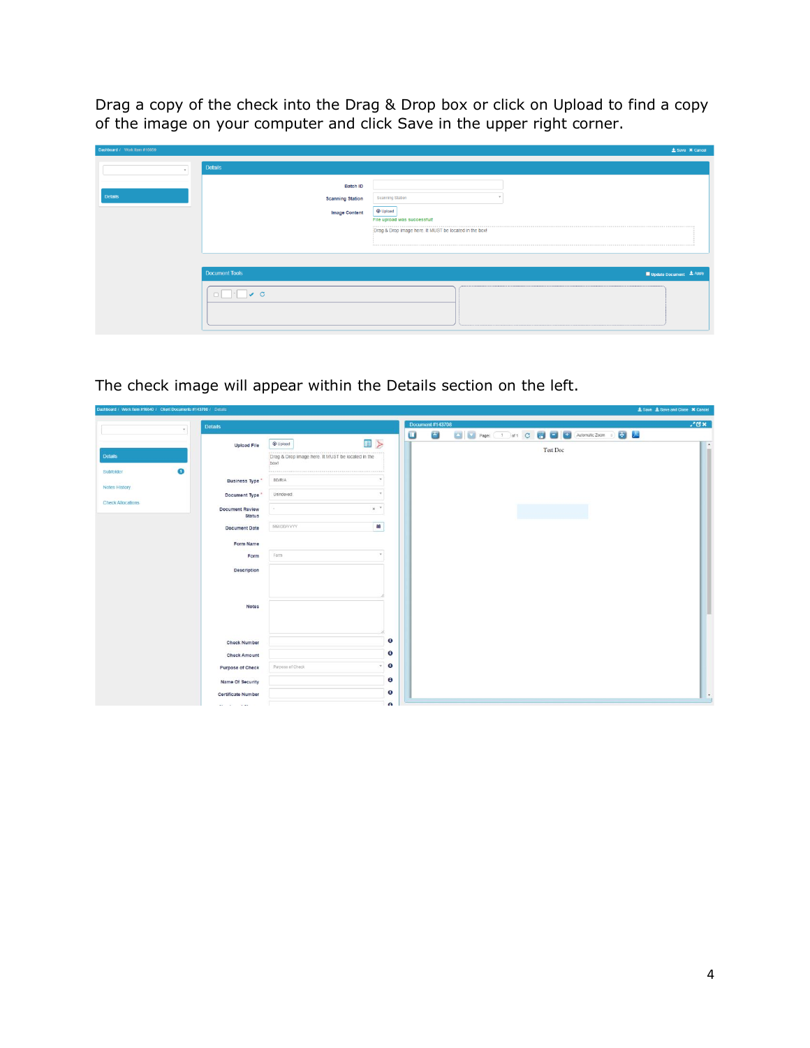Drag a copy of the check into the Drag & Drop box or click on Upload to find a copy of the image on your computer and click Save in the upper right corner.

The check image will appear within the Details section on the left.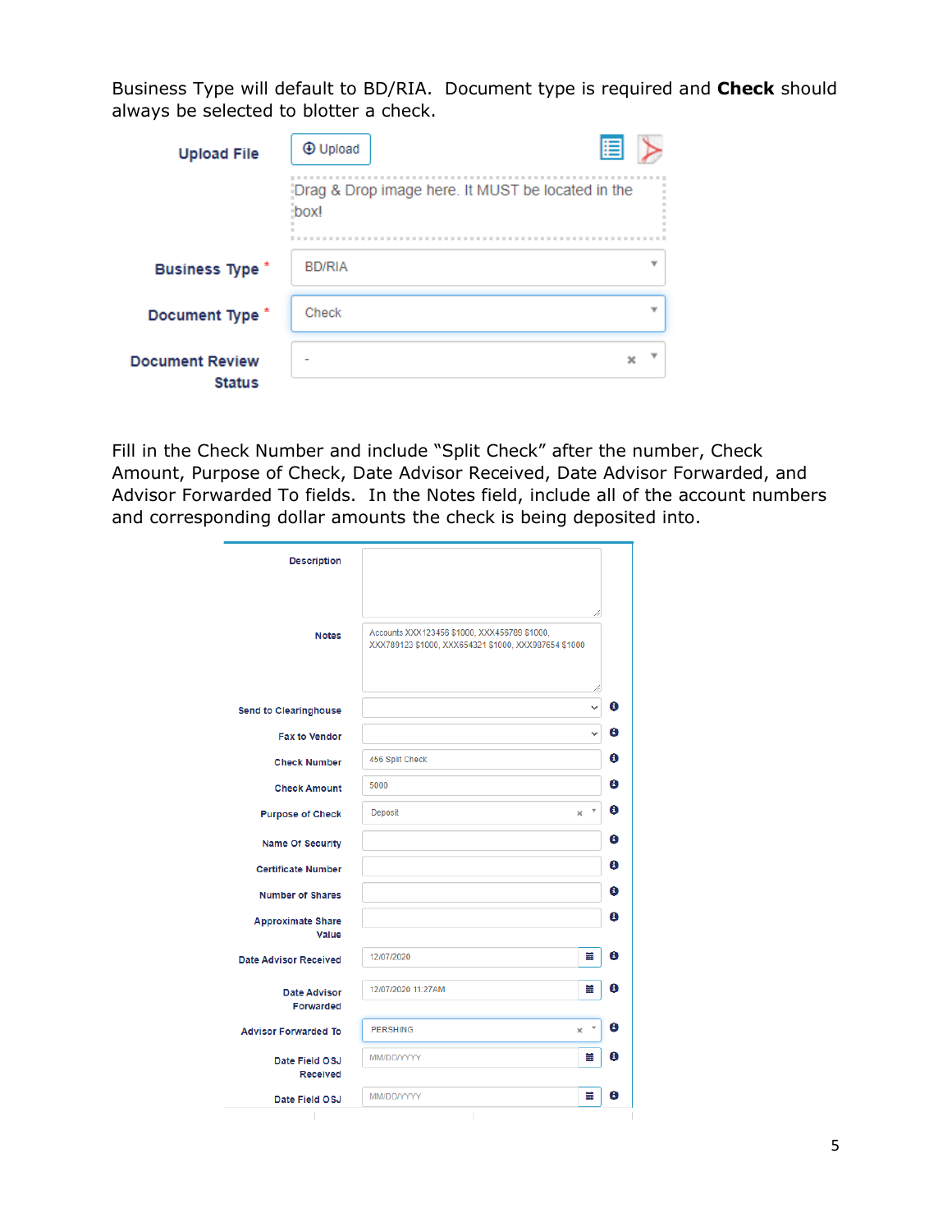Business Type will default to BD/RIA. Document type is required and **Check** should always be selected to blotter a check.

| | |
|---|---|
| Upload File | Upload |
| | Drag & Drop image here. It MUST be located in the box! |
| Business Type * | BD/RIA |
| Document Type * | Check |
| Document Review Status | - |

Fill in the Check Number and include "Split Check" after the number, Check Amount, Purpose of Check, Date Advisor Received, Date Advisor Forwarded, and Advisor Forwarded To fields. In the Notes field, include all of the account numbers and corresponding dollar amounts the check is being deposited into.

| | |
|---|---|
| Description | |
| Notes | Accounts XXX123456 $1000, XXX456789 $1000, XXX789123 $1000, XXX654321 $1000, XXX987654 $1000 |
| Send to Clearinghouse | |
| Fax to Vendor | |
| Check Number | 456 Split Check |
| Check Amount | 5000 |
| Purpose of Check | Deposit |
| Name Of Security | |
| Certificate Number | |
| Number of Shares | |
| Approximate Share Value | |
| Date Advisor Received | 12/07/2020 |
| Date Advisor Forwarded | 12/07/2020 11:27AM |
| Advisor Forwarded To | PERSHING |
| Date Field OSJ Received | MM/DD/YYYY |
| Date Field OSJ | MM/DD/YYYY |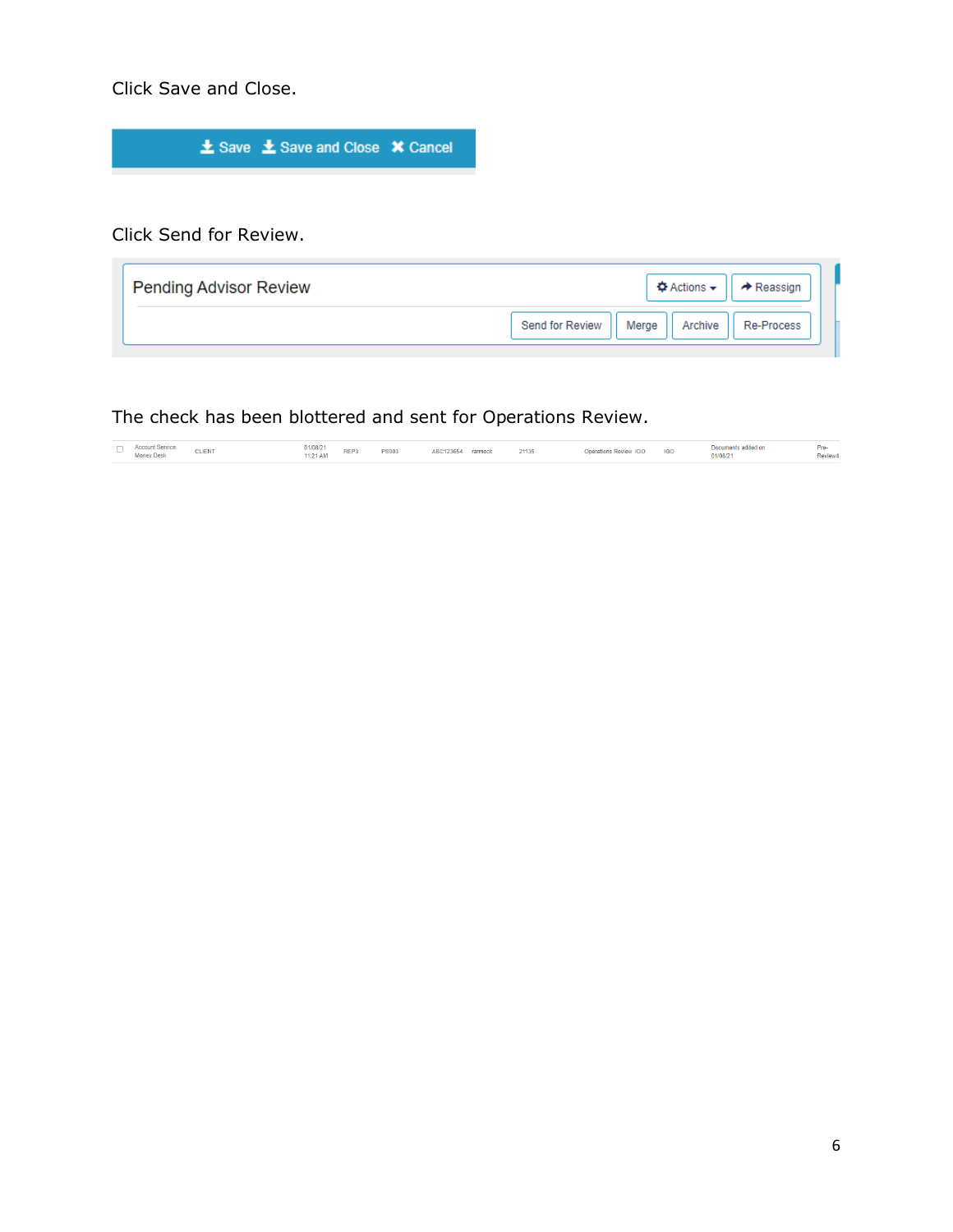Click Save and Close.

Save   Save and Close   Cancel

Click Send for Review.

Pending Advisor Review

Actions   Reassign

Send for Review   Merge   Archive   Re-Process

The check has been blottered and sent for Operations Review.

| | | | | | | | | | | | |
|---|---|---|---|---|---|---|---|---|---|---|---|
| Account Service Money Desk | CLIENT | 01/08/21 11:21 AM | REP3 | PS003 | ABC123654 | ramock | 21135 | Operations Review IGO | IGO | Documents added on 01/08/21 | Pre-Review4 |